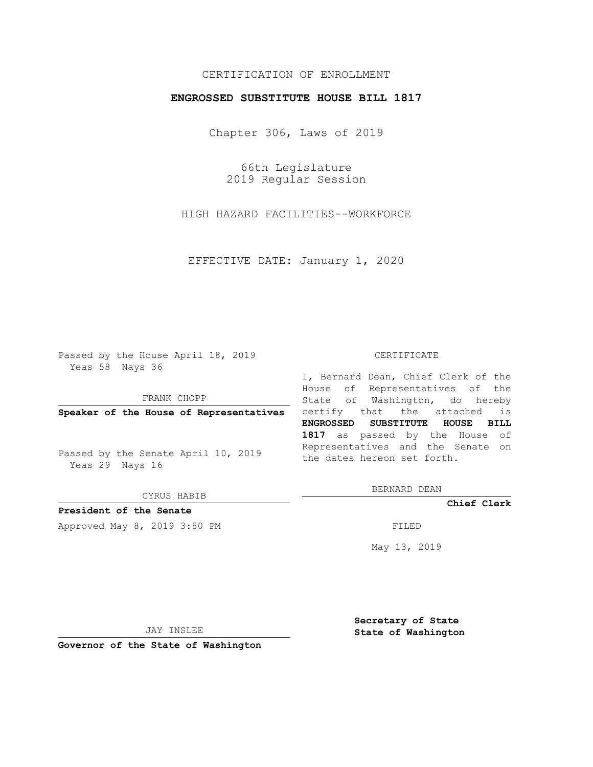CERTIFICATION OF ENROLLMENT

**ENGROSSED SUBSTITUTE HOUSE BILL 1817**

Chapter 306, Laws of 2019

66th Legislature
2019 Regular Session

HIGH HAZARD FACILITIES--WORKFORCE

EFFECTIVE DATE: January 1, 2020

Passed by the House April 18, 2019
Yeas 58 Nays 36

FRANK CHOPP

**Speaker of the House of Representatives**

Passed by the Senate April 10, 2019
Yeas 29 Nays 16

CYRUS HABIB

**President of the Senate**

Approved May 8, 2019 3:50 PM

JAY INSLEE

**Governor of the State of Washington**

CERTIFICATE

I, Bernard Dean, Chief Clerk of the House of Representatives of the State of Washington, do hereby certify that the attached is **ENGROSSED SUBSTITUTE HOUSE BILL 1817** as passed by the House of Representatives and the Senate on the dates hereon set forth.

BERNARD DEAN

**Chief Clerk**

FILED

May 13, 2019

**Secretary of State**
**State of Washington**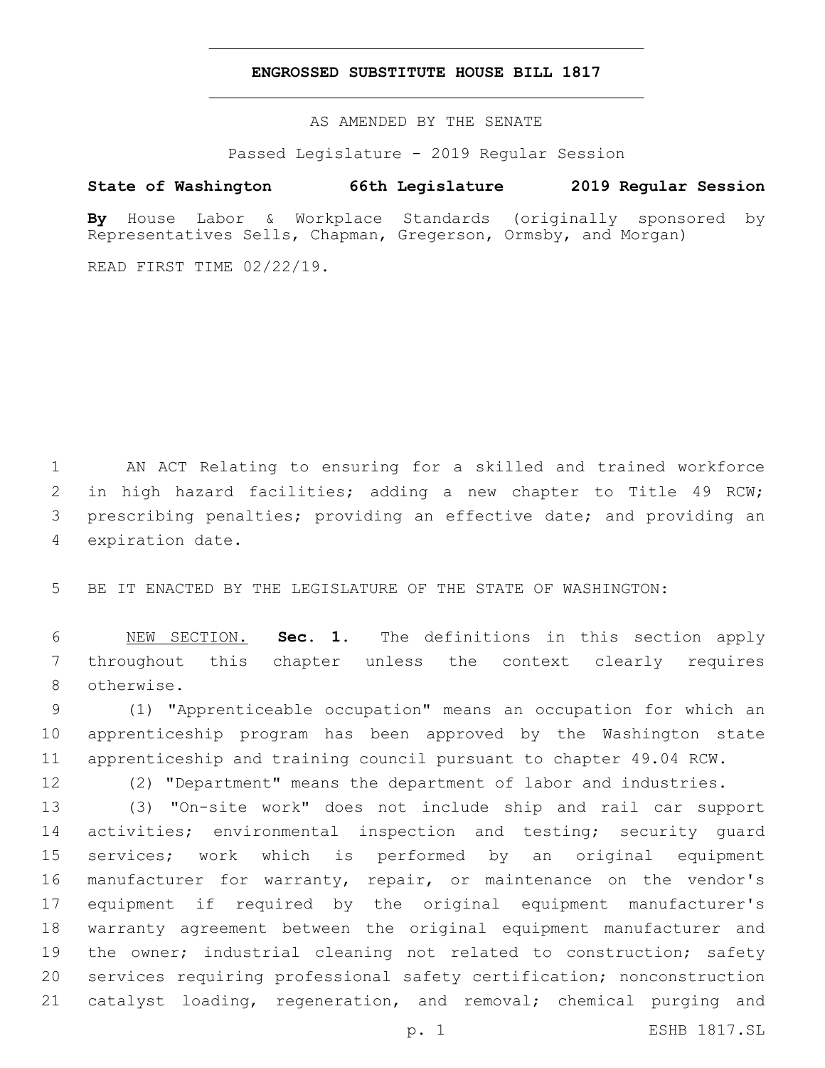**ENGROSSED SUBSTITUTE HOUSE BILL 1817**

AS AMENDED BY THE SENATE

Passed Legislature - 2019 Regular Session

**State of Washington 66th Legislature 2019 Regular Session**

**By** House Labor & Workplace Standards (originally sponsored by Representatives Sells, Chapman, Gregerson, Ormsby, and Morgan)

READ FIRST TIME 02/22/19.

AN ACT Relating to ensuring for a skilled and trained workforce in high hazard facilities; adding a new chapter to Title 49 RCW; prescribing penalties; providing an effective date; and providing an expiration date.

BE IT ENACTED BY THE LEGISLATURE OF THE STATE OF WASHINGTON:

NEW SECTION. **Sec. 1.** The definitions in this section apply throughout this chapter unless the context clearly requires otherwise.

(1) "Apprenticeable occupation" means an occupation for which an apprenticeship program has been approved by the Washington state apprenticeship and training council pursuant to chapter 49.04 RCW.

(2) "Department" means the department of labor and industries.

(3) "On-site work" does not include ship and rail car support activities; environmental inspection and testing; security guard services; work which is performed by an original equipment manufacturer for warranty, repair, or maintenance on the vendor's equipment if required by the original equipment manufacturer's warranty agreement between the original equipment manufacturer and the owner; industrial cleaning not related to construction; safety services requiring professional safety certification; nonconstruction catalyst loading, regeneration, and removal; chemical purging and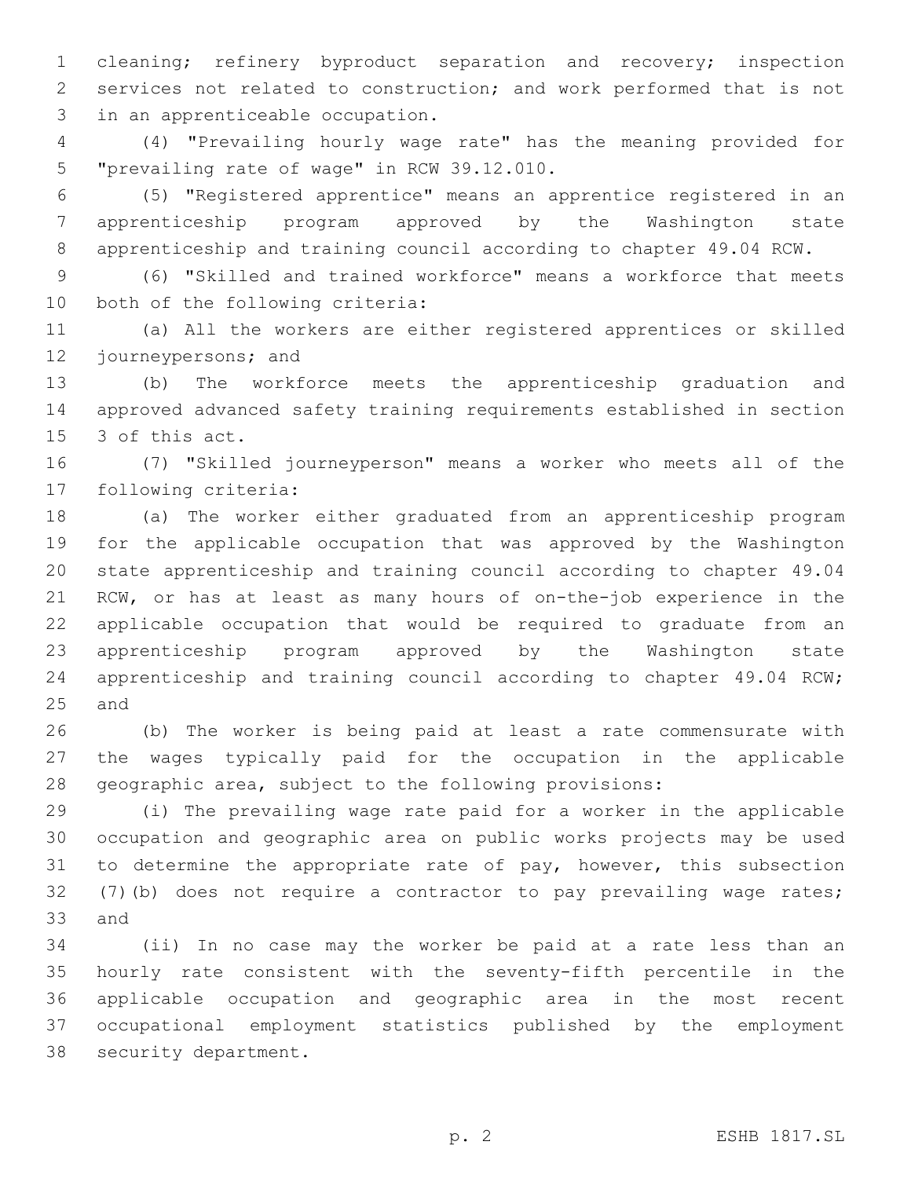cleaning; refinery byproduct separation and recovery; inspection services not related to construction; and work performed that is not in an apprenticeable occupation.

(4) "Prevailing hourly wage rate" has the meaning provided for "prevailing rate of wage" in RCW 39.12.010.

(5) "Registered apprentice" means an apprentice registered in an apprenticeship program approved by the Washington state apprenticeship and training council according to chapter 49.04 RCW.

(6) "Skilled and trained workforce" means a workforce that meets both of the following criteria:

(a) All the workers are either registered apprentices or skilled journeypersons; and

(b) The workforce meets the apprenticeship graduation and approved advanced safety training requirements established in section 3 of this act.

(7) "Skilled journeyperson" means a worker who meets all of the following criteria:

(a) The worker either graduated from an apprenticeship program for the applicable occupation that was approved by the Washington state apprenticeship and training council according to chapter 49.04 RCW, or has at least as many hours of on-the-job experience in the applicable occupation that would be required to graduate from an apprenticeship program approved by the Washington state apprenticeship and training council according to chapter 49.04 RCW; and

(b) The worker is being paid at least a rate commensurate with the wages typically paid for the occupation in the applicable geographic area, subject to the following provisions:

(i) The prevailing wage rate paid for a worker in the applicable occupation and geographic area on public works projects may be used to determine the appropriate rate of pay, however, this subsection (7)(b) does not require a contractor to pay prevailing wage rates; and

(ii) In no case may the worker be paid at a rate less than an hourly rate consistent with the seventy-fifth percentile in the applicable occupation and geographic area in the most recent occupational employment statistics published by the employment security department.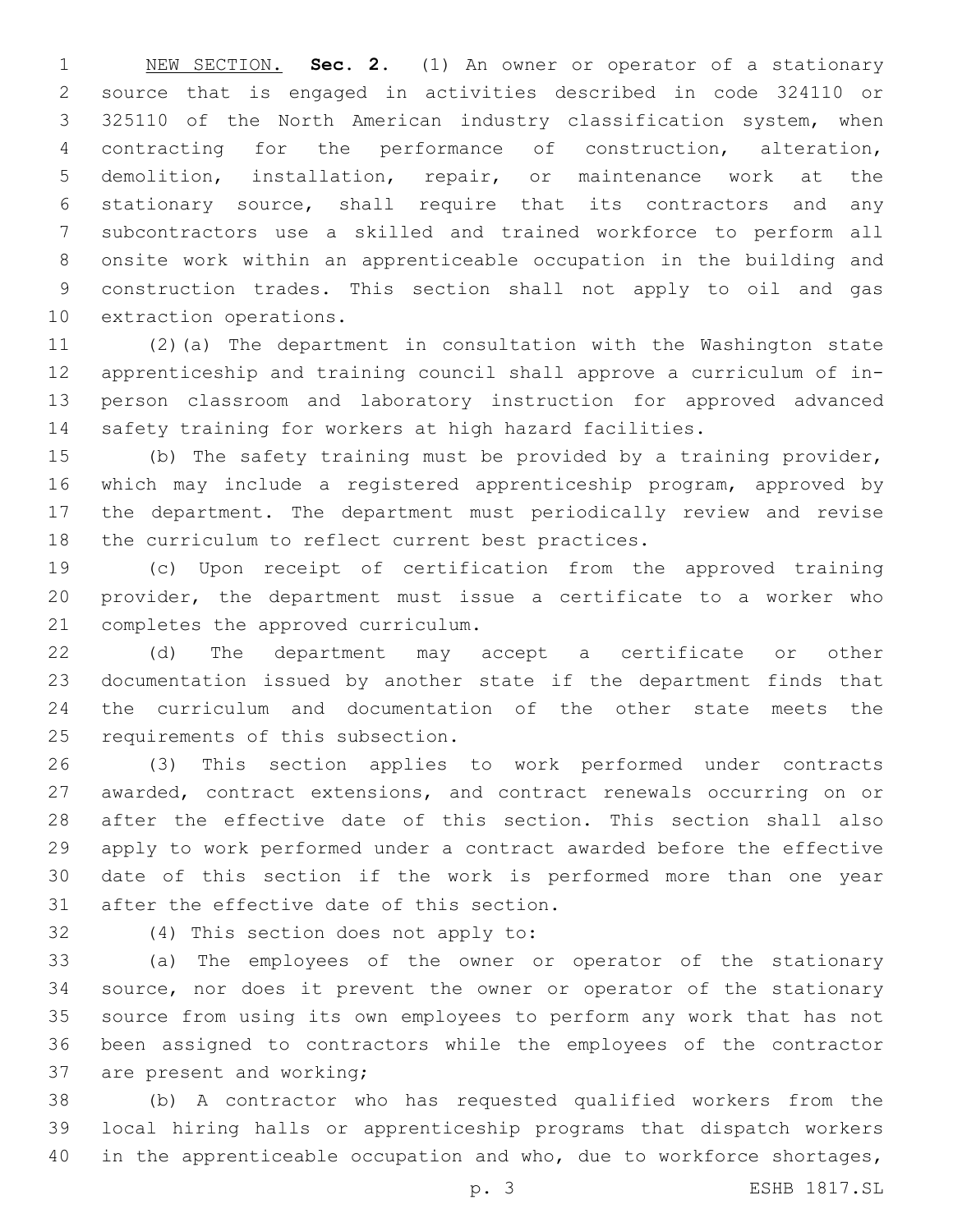NEW SECTION. **Sec. 2.** (1) An owner or operator of a stationary source that is engaged in activities described in code 324110 or 325110 of the North American industry classification system, when contracting for the performance of construction, alteration, demolition, installation, repair, or maintenance work at the stationary source, shall require that its contractors and any subcontractors use a skilled and trained workforce to perform all onsite work within an apprenticeable occupation in the building and construction trades. This section shall not apply to oil and gas extraction operations.

(2)(a) The department in consultation with the Washington state apprenticeship and training council shall approve a curriculum of in-person classroom and laboratory instruction for approved advanced safety training for workers at high hazard facilities.

(b) The safety training must be provided by a training provider, which may include a registered apprenticeship program, approved by the department. The department must periodically review and revise the curriculum to reflect current best practices.

(c) Upon receipt of certification from the approved training provider, the department must issue a certificate to a worker who completes the approved curriculum.

(d) The department may accept a certificate or other documentation issued by another state if the department finds that the curriculum and documentation of the other state meets the requirements of this subsection.

(3) This section applies to work performed under contracts awarded, contract extensions, and contract renewals occurring on or after the effective date of this section. This section shall also apply to work performed under a contract awarded before the effective date of this section if the work is performed more than one year after the effective date of this section.

(4) This section does not apply to:

(a) The employees of the owner or operator of the stationary source, nor does it prevent the owner or operator of the stationary source from using its own employees to perform any work that has not been assigned to contractors while the employees of the contractor are present and working;

(b) A contractor who has requested qualified workers from the local hiring halls or apprenticeship programs that dispatch workers in the apprenticeable occupation and who, due to workforce shortages,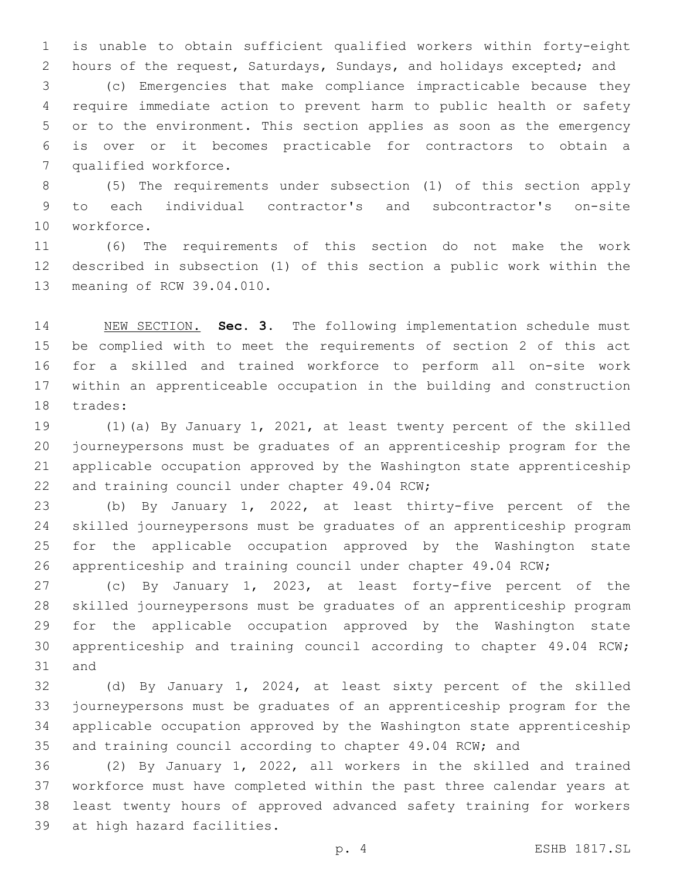is unable to obtain sufficient qualified workers within forty-eight hours of the request, Saturdays, Sundays, and holidays excepted; and

(c) Emergencies that make compliance impracticable because they require immediate action to prevent harm to public health or safety or to the environment. This section applies as soon as the emergency is over or it becomes practicable for contractors to obtain a qualified workforce.

(5) The requirements under subsection (1) of this section apply to each individual contractor's and subcontractor's on-site workforce.

(6) The requirements of this section do not make the work described in subsection (1) of this section a public work within the meaning of RCW 39.04.010.

NEW SECTION. **Sec. 3.** The following implementation schedule must be complied with to meet the requirements of section 2 of this act for a skilled and trained workforce to perform all on-site work within an apprenticeable occupation in the building and construction trades:

(1)(a) By January 1, 2021, at least twenty percent of the skilled journeypersons must be graduates of an apprenticeship program for the applicable occupation approved by the Washington state apprenticeship and training council under chapter 49.04 RCW;

(b) By January 1, 2022, at least thirty-five percent of the skilled journeypersons must be graduates of an apprenticeship program for the applicable occupation approved by the Washington state apprenticeship and training council under chapter 49.04 RCW;

(c) By January 1, 2023, at least forty-five percent of the skilled journeypersons must be graduates of an apprenticeship program for the applicable occupation approved by the Washington state apprenticeship and training council according to chapter 49.04 RCW; and

(d) By January 1, 2024, at least sixty percent of the skilled journeypersons must be graduates of an apprenticeship program for the applicable occupation approved by the Washington state apprenticeship and training council according to chapter 49.04 RCW; and

(2) By January 1, 2022, all workers in the skilled and trained workforce must have completed within the past three calendar years at least twenty hours of approved advanced safety training for workers at high hazard facilities.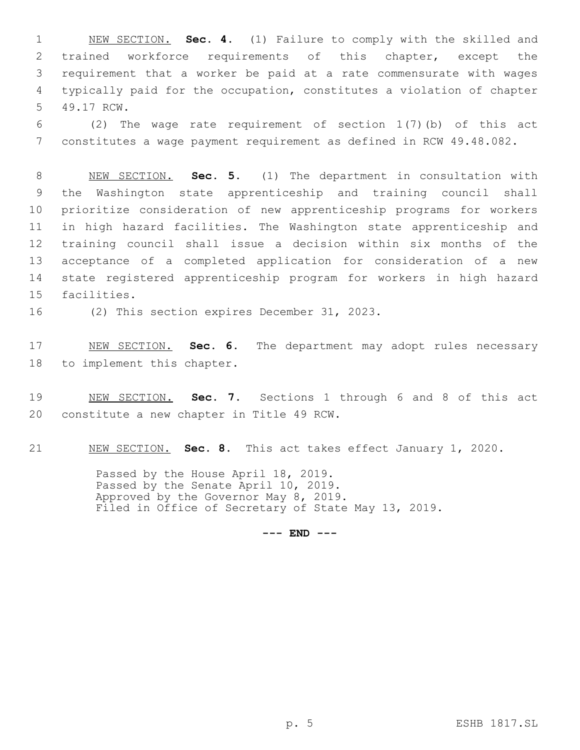NEW SECTION. **Sec. 4.** (1) Failure to comply with the skilled and trained workforce requirements of this chapter, except the requirement that a worker be paid at a rate commensurate with wages typically paid for the occupation, constitutes a violation of chapter 49.17 RCW.

(2) The wage rate requirement of section 1(7)(b) of this act constitutes a wage payment requirement as defined in RCW 49.48.082.

NEW SECTION. **Sec. 5.** (1) The department in consultation with the Washington state apprenticeship and training council shall prioritize consideration of new apprenticeship programs for workers in high hazard facilities. The Washington state apprenticeship and training council shall issue a decision within six months of the acceptance of a completed application for consideration of a new state registered apprenticeship program for workers in high hazard facilities.

(2) This section expires December 31, 2023.

NEW SECTION. **Sec. 6.** The department may adopt rules necessary to implement this chapter.

NEW SECTION. **Sec. 7.** Sections 1 through 6 and 8 of this act constitute a new chapter in Title 49 RCW.

NEW SECTION. **Sec. 8.** This act takes effect January 1, 2020.

Passed by the House April 18, 2019.
Passed by the Senate April 10, 2019.
Approved by the Governor May 8, 2019.
Filed in Office of Secretary of State May 13, 2019.

**--- END ---**